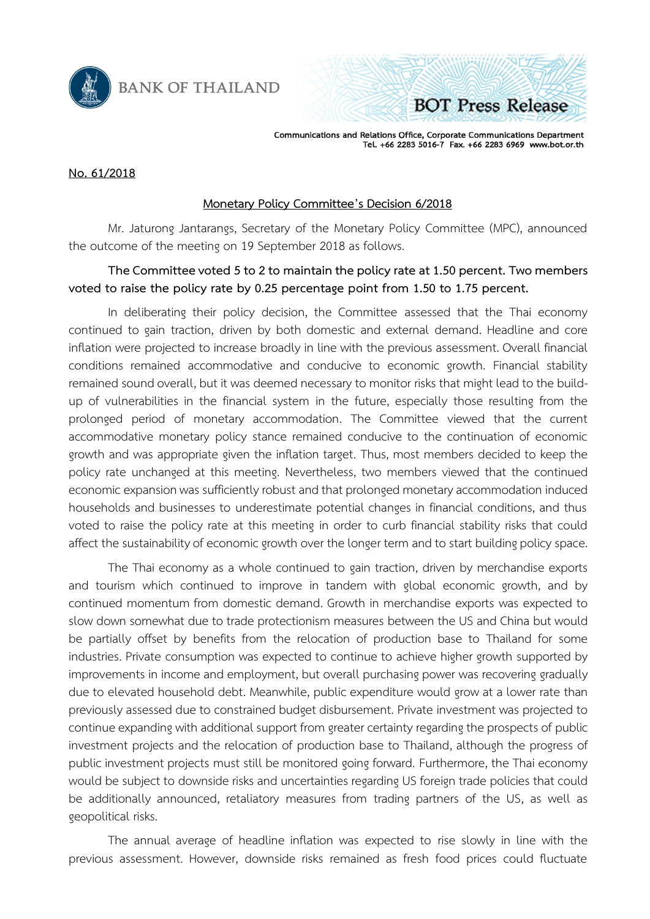BANK OF THAILAND

BOT Press Release

Communications and Relations Office, Corporate Communications Department
Tel. +66 2283 5016-7 Fax. +66 2283 6969 www.bot.or.th

**No. 61/2018**

**Monetary Policy Committee's Decision 6/2018**

Mr. Jaturong Jantarangs, Secretary of the Monetary Policy Committee (MPC), announced the outcome of the meeting on 19 September 2018 as follows.

**The Committee voted 5 to 2 to maintain the policy rate at 1.50 percent. Two members voted to raise the policy rate by 0.25 percentage point from 1.50 to 1.75 percent.**

In deliberating their policy decision, the Committee assessed that the Thai economy continued to gain traction, driven by both domestic and external demand. Headline and core inflation were projected to increase broadly in line with the previous assessment. Overall financial conditions remained accommodative and conducive to economic growth. Financial stability remained sound overall, but it was deemed necessary to monitor risks that might lead to the build-up of vulnerabilities in the financial system in the future, especially those resulting from the prolonged period of monetary accommodation. The Committee viewed that the current accommodative monetary policy stance remained conducive to the continuation of economic growth and was appropriate given the inflation target. Thus, most members decided to keep the policy rate unchanged at this meeting. Nevertheless, two members viewed that the continued economic expansion was sufficiently robust and that prolonged monetary accommodation induced households and businesses to underestimate potential changes in financial conditions, and thus voted to raise the policy rate at this meeting in order to curb financial stability risks that could affect the sustainability of economic growth over the longer term and to start building policy space.

The Thai economy as a whole continued to gain traction, driven by merchandise exports and tourism which continued to improve in tandem with global economic growth, and by continued momentum from domestic demand. Growth in merchandise exports was expected to slow down somewhat due to trade protectionism measures between the US and China but would be partially offset by benefits from the relocation of production base to Thailand for some industries. Private consumption was expected to continue to achieve higher growth supported by improvements in income and employment, but overall purchasing power was recovering gradually due to elevated household debt. Meanwhile, public expenditure would grow at a lower rate than previously assessed due to constrained budget disbursement. Private investment was projected to continue expanding with additional support from greater certainty regarding the prospects of public investment projects and the relocation of production base to Thailand, although the progress of public investment projects must still be monitored going forward. Furthermore, the Thai economy would be subject to downside risks and uncertainties regarding US foreign trade policies that could be additionally announced, retaliatory measures from trading partners of the US, as well as geopolitical risks.

The annual average of headline inflation was expected to rise slowly in line with the previous assessment. However, downside risks remained as fresh food prices could fluctuate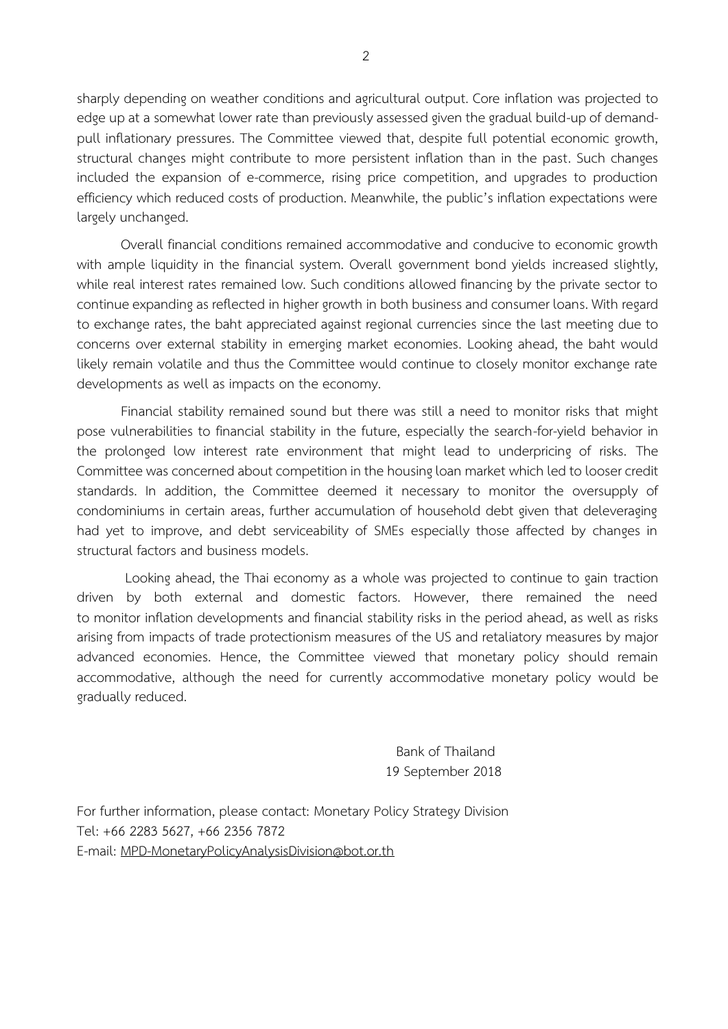sharply depending on weather conditions and agricultural output. Core inflation was projected to edge up at a somewhat lower rate than previously assessed given the gradual build-up of demand-pull inflationary pressures. The Committee viewed that, despite full potential economic growth, structural changes might contribute to more persistent inflation than in the past. Such changes included the expansion of e-commerce, rising price competition, and upgrades to production efficiency which reduced costs of production. Meanwhile, the public's inflation expectations were largely unchanged.

Overall financial conditions remained accommodative and conducive to economic growth with ample liquidity in the financial system. Overall government bond yields increased slightly, while real interest rates remained low. Such conditions allowed financing by the private sector to continue expanding as reflected in higher growth in both business and consumer loans. With regard to exchange rates, the baht appreciated against regional currencies since the last meeting due to concerns over external stability in emerging market economies. Looking ahead, the baht would likely remain volatile and thus the Committee would continue to closely monitor exchange rate developments as well as impacts on the economy.

Financial stability remained sound but there was still a need to monitor risks that might pose vulnerabilities to financial stability in the future, especially the search-for-yield behavior in the prolonged low interest rate environment that might lead to underpricing of risks. The Committee was concerned about competition in the housing loan market which led to looser credit standards. In addition, the Committee deemed it necessary to monitor the oversupply of condominiums in certain areas, further accumulation of household debt given that deleveraging had yet to improve, and debt serviceability of SMEs especially those affected by changes in structural factors and business models.

Looking ahead, the Thai economy as a whole was projected to continue to gain traction driven by both external and domestic factors. However, there remained the need to monitor inflation developments and financial stability risks in the period ahead, as well as risks arising from impacts of trade protectionism measures of the US and retaliatory measures by major advanced economies. Hence, the Committee viewed that monetary policy should remain accommodative, although the need for currently accommodative monetary policy would be gradually reduced.

Bank of Thailand
19 September 2018

For further information, please contact: Monetary Policy Strategy Division
Tel: +66 2283 5627, +66 2356 7872
E-mail: MPD-MonetaryPolicyAnalysisDivision@bot.or.th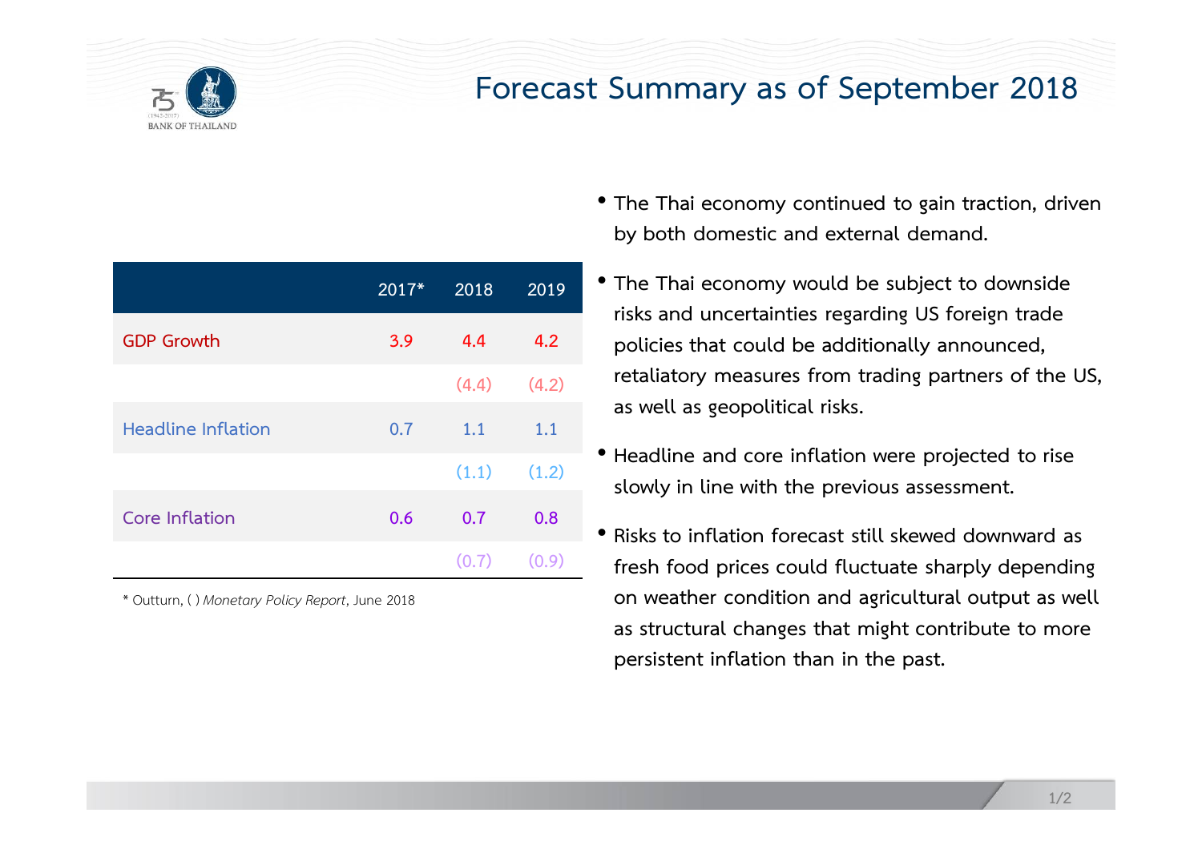# Forecast Summary as of September 2018

| | 2017* | 2018 | 2019 |
|---|---|---|---|
| GDP Growth | 3.9 | 4.4 | 4.2 |
| | | (4.4) | (4.2) |
| Headline Inflation | 0.7 | 1.1 | 1.1 |
| | | (1.1) | (1.2) |
| Core Inflation | 0.6 | 0.7 | 0.8 |
| | | (0.7) | (0.9) |

* Outturn, ( ) *Monetary Policy Report*, June 2018

- The Thai economy continued to gain traction, driven by both domestic and external demand.
- The Thai economy would be subject to downside risks and uncertainties regarding US foreign trade policies that could be additionally announced, retaliatory measures from trading partners of the US, as well as geopolitical risks.
- Headline and core inflation were projected to rise slowly in line with the previous assessment.
- Risks to inflation forecast still skewed downward as fresh food prices could fluctuate sharply depending on weather condition and agricultural output as well as structural changes that might contribute to more persistent inflation than in the past.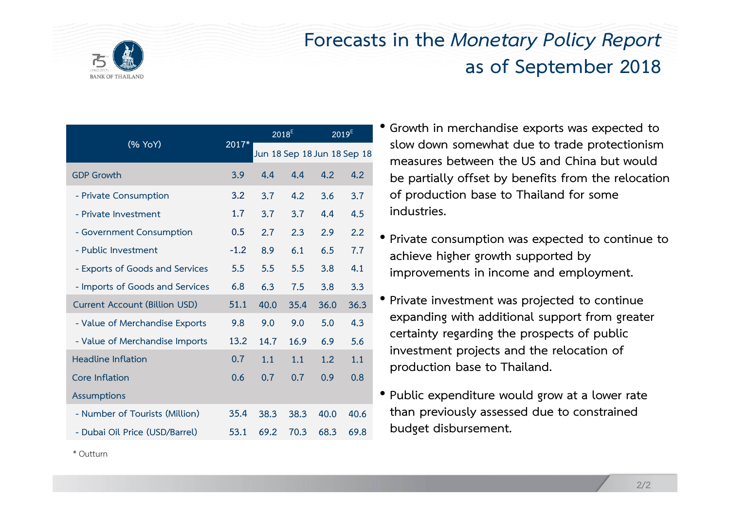# Forecasts in the *Monetary Policy Report* as of September 2018

| (% YoY) | 2017* | 2018[E] | | 2019[E] | |
|---|---|---|---|---|---|
| | | Jun 18 | Sep 18 | Jun 18 | Sep 18 |
| GDP Growth | 3.9 | 4.4 | 4.4 | 4.2 | 4.2 |
| - Private Consumption | 3.2 | 3.7 | 4.2 | 3.6 | 3.7 |
| - Private Investment | 1.7 | 3.7 | 3.7 | 4.4 | 4.5 |
| - Government Consumption | 0.5 | 2.7 | 2.3 | 2.9 | 2.2 |
| - Public Investment | -1.2 | 8.9 | 6.1 | 6.5 | 7.7 |
| - Exports of Goods and Services | 5.5 | 5.5 | 5.5 | 3.8 | 4.1 |
| - Imports of Goods and Services | 6.8 | 6.3 | 7.5 | 3.8 | 3.3 |
| Current Account (Billion USD) | 51.1 | 40.0 | 35.4 | 36.0 | 36.3 |
| - Value of Merchandise Exports | 9.8 | 9.0 | 9.0 | 5.0 | 4.3 |
| - Value of Merchandise Imports | 13.2 | 14.7 | 16.9 | 6.9 | 5.6 |
| Headline Inflation | 0.7 | 1.1 | 1.1 | 1.2 | 1.1 |
| Core Inflation | 0.6 | 0.7 | 0.7 | 0.9 | 0.8 |
| Assumptions | | | | | |
| - Number of Tourists (Million) | 35.4 | 38.3 | 38.3 | 40.0 | 40.6 |
| - Dubai Oil Price (USD/Barrel) | 53.1 | 69.2 | 70.3 | 68.3 | 69.8 |

\* Outturn

- Growth in merchandise exports was expected to slow down somewhat due to trade protectionism measures between the US and China but would be partially offset by benefits from the relocation of production base to Thailand for some industries.
- Private consumption was expected to continue to achieve higher growth supported by improvements in income and employment.
- Private investment was projected to continue expanding with additional support from greater certainty regarding the prospects of public investment projects and the relocation of production base to Thailand.
- Public expenditure would grow at a lower rate than previously assessed due to constrained budget disbursement.